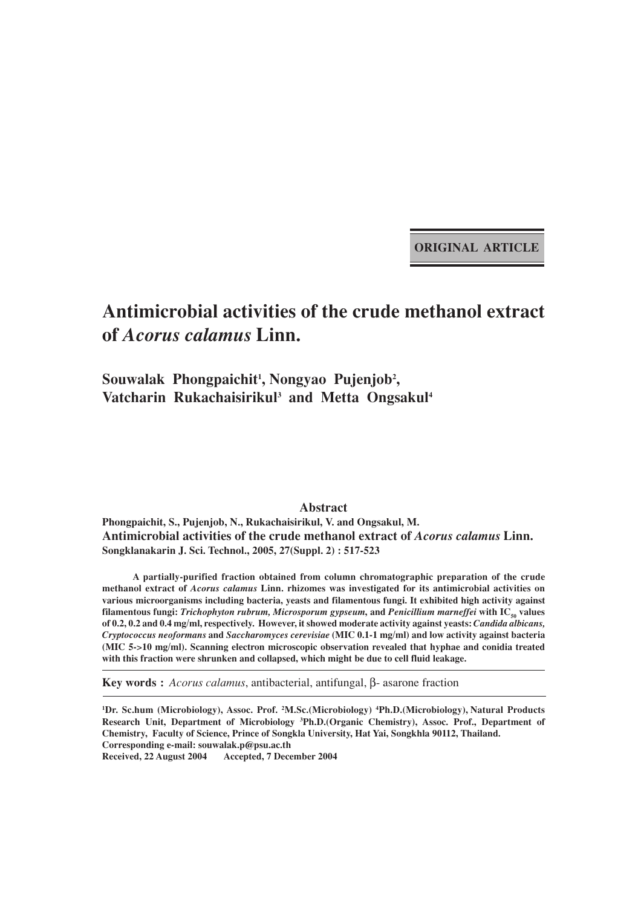**ORIGINAL ARTICLE**

# Antimicrobial activities of the crude methanol extract of *Acorus calamus* Linn.

**Souwalak Phongpaichit[1], Nongyao Pujenjob[2], Vatcharin Rukachaisirikul[3] and Metta Ongsakul[4]**

## Abstract

**Phongpaichit, S., Pujenjob, N., Rukachaisirikul, V. and Ongsakul, M.**
**Antimicrobial activities of the crude methanol extract of *Acorus calamus* Linn.**
**Songklanakarin J. Sci. Technol., 2005, 27(Suppl. 2) : 517-523**

**A partially-purified fraction obtained from column chromatographic preparation of the crude methanol extract of *Acorus calamus* Linn. rhizomes was investigated for its antimicrobial activities on various microorganisms including bacteria, yeasts and filamentous fungi. It exhibited high activity against filamentous fungi: *Trichophyton rubrum, Microsporum gypseum*, and *Penicillium marneffei* with $IC_{50}$ values of 0.2, 0.2 and 0.4 mg/ml, respectively. However, it showed moderate activity against yeasts: *Candida albicans, Cryptococcus neoformans* and *Saccharomyces cerevisiae* (MIC 0.1-1 mg/ml) and low activity against bacteria (MIC 5->10 mg/ml). Scanning electron microscopic observation revealed that hyphae and conidia treated with this fraction were shrunken and collapsed, which might be due to cell fluid leakage.**

**Key words :** *Acorus calamus*, antibacterial, antifungal, β- asarone fraction

**[1]Dr. Sc.hum (Microbiology), Assoc. Prof. [2]M.Sc.(Microbiology) [4]Ph.D.(Microbiology), Natural Products Research Unit, Department of Microbiology [3]Ph.D.(Organic Chemistry), Assoc. Prof., Department of Chemistry, Faculty of Science, Prince of Songkla University, Hat Yai, Songkhla 90112, Thailand.**
**Corresponding e-mail: souwalak.p@psu.ac.th**
**Received, 22 August 2004 Accepted, 7 December 2004**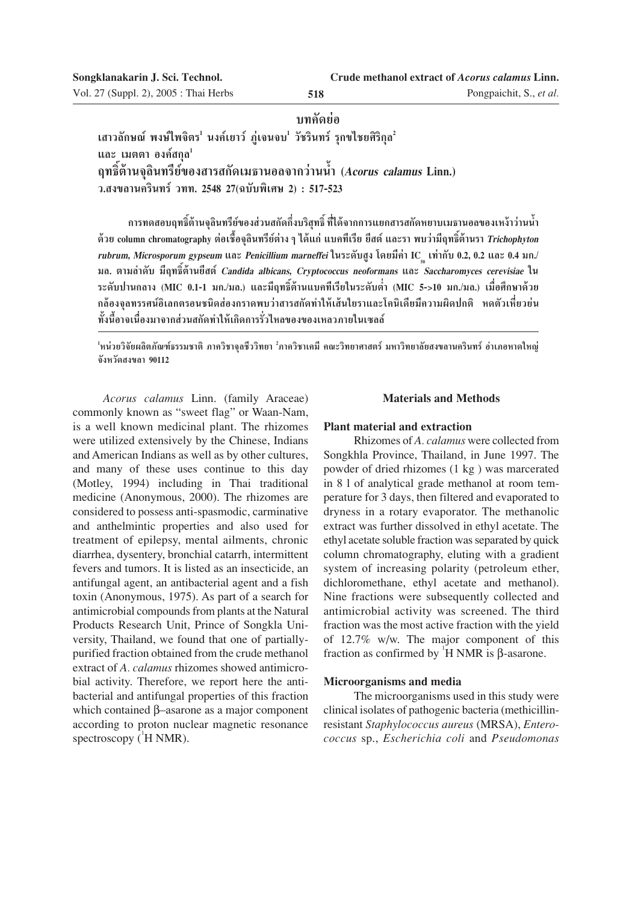## บทคัดย่อ

**เสาวลักษณ์ พงษ์ไพจิตร[1] นงค์เยาว์ ภู่เจนจบ[1] วัชรินทร์ รุกขไชยศิริกุล[2] และ เมตตา องค์สกุล[1]**

**ฤทธิ์ต้านจุลินทรีย์ของสารสกัดเมธานอลจากว่านน้ำ (*Acorus calamus* Linn.)**

**ว.สงขลานครินทร์ วทท. 2548 27(ฉบับพิเศษ 2) : 517-523**

การทดสอบฤทธิ์ต้านจุลินทรีย์ของส่วนสกัดกึ่งบริสุทธิ์ ที่ได้จากการแยกสารสกัดหยาบเมธานอลของเหง้าว่านน้ำด้วย column chromatography ต่อเชื้อจุลินทรีย์ต่าง ๆ ได้แก่ แบคทีเรีย ยีสต์ และรา พบว่ามีฤทธิ์ต้านรา *Trichophyton rubrum, Microsporum gypseum* และ *Penicillium marneffei* ในระดับสูง โดยมีค่า $IC_{50}$ เท่ากับ 0.2, 0.2 และ 0.4 มก./มล. ตามลำดับ มีฤทธิ์ต้านยีสต์ *Candida albicans, Cryptococcus neoformans* และ *Saccharomyces cerevisiae* ในระดับปานกลาง (MIC 0.1-1 มก./มล.) และมีฤทธิ์ต้านแบคทีเรียในระดับต่ำ (MIC 5->10 มก./มล.) เมื่อศึกษาด้วยกล้องจุลทรรศน์อิเลกตรอนชนิดส่องกราดพบว่าสารสกัดทำให้เส้นใยราและโคนิเดียมีความผิดปกติ หดตัวเหี่ยวย่น ทั้งนี้อาจเนื่องมาจากส่วนสกัดทำให้เกิดการรั่วไหลของของเหลวภายในเซลล์

[1]หน่วยวิจัยผลิตภัณฑ์ธรรมชาติ ภาควิชาจุลชีววิทยา [2]ภาควิชาเคมี คณะวิทยาศาสตร์ มหาวิทยาลัยสงขลานครินทร์ อำเภอหาดใหญ่ จังหวัดสงขลา 90112

*Acorus calamus* Linn. (family Araceae) commonly known as "sweet flag" or Waan-Nam, is a well known medicinal plant. The rhizomes were utilized extensively by the Chinese, Indians and American Indians as well as by other cultures, and many of these uses continue to this day (Motley, 1994) including in Thai traditional medicine (Anonymous, 2000). The rhizomes are considered to possess anti-spasmodic, carminative and anthelmintic properties and also used for treatment of epilepsy, mental ailments, chronic diarrhea, dysentery, bronchial catarrh, intermittent fevers and tumors. It is listed as an insecticide, an antifungal agent, an antibacterial agent and a fish toxin (Anonymous, 1975). As part of a search for antimicrobial compounds from plants at the Natural Products Research Unit, Prince of Songkla University, Thailand, we found that one of partially-purified fraction obtained from the crude methanol extract of *A. calamus* rhizomes showed antimicrobial activity. Therefore, we report here the antibacterial and antifungal properties of this fraction which contained β–asarone as a major component according to proton nuclear magnetic resonance spectroscopy ($^1$H NMR).

## Materials and Methods

### Plant material and extraction

Rhizomes of *A. calamus* were collected from Songkhla Province, Thailand, in June 1997. The powder of dried rhizomes (1 kg) was marcerated in 8 l of analytical grade methanol at room temperature for 3 days, then filtered and evaporated to dryness in a rotary evaporator. The methanolic extract was further dissolved in ethyl acetate. The ethyl acetate soluble fraction was separated by quick column chromatography, eluting with a gradient system of increasing polarity (petroleum ether, dichloromethane, ethyl acetate and methanol). Nine fractions were subsequently collected and antimicrobial activity was screened. The third fraction was the most active fraction with the yield of 12.7% w/w. The major component of this fraction as confirmed by $^1$H NMR is β-asarone.

### Microorganisms and media

The microorganisms used in this study were clinical isolates of pathogenic bacteria (methicillin-resistant *Staphylococcus aureus* (MRSA), *Enterococcus* sp., *Escherichia coli* and *Pseudomonas*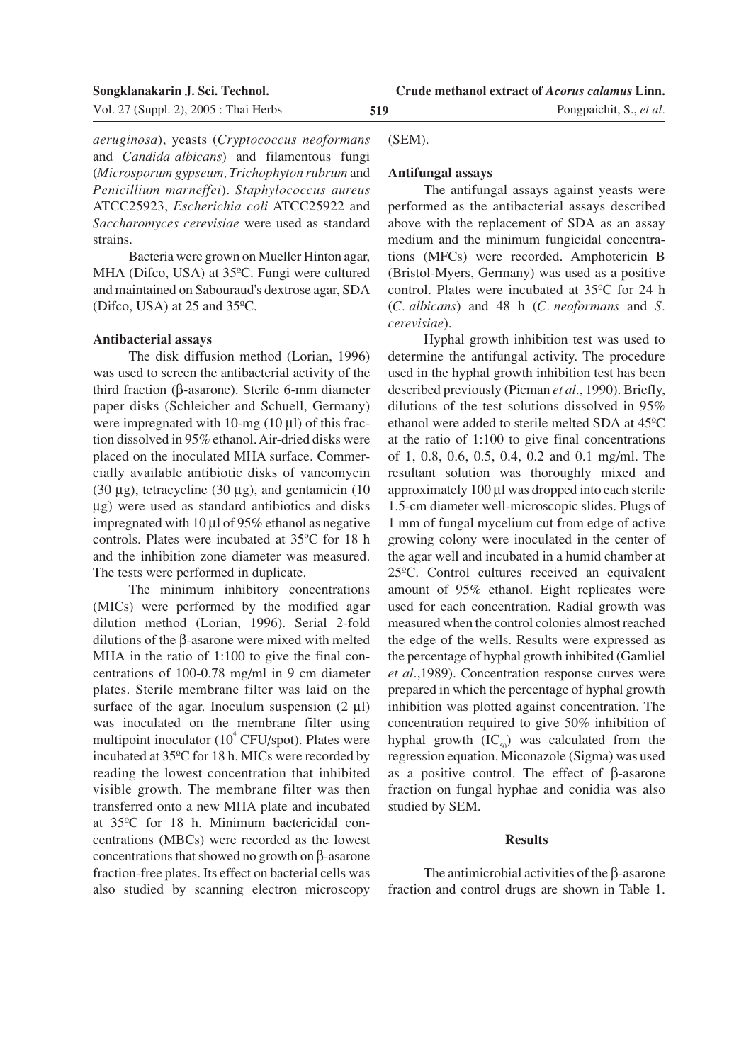*aeruginosa*), yeasts (*Cryptococcus neoformans* and *Candida albicans*) and filamentous fungi (*Microsporum gypseum, Trichophyton rubrum* and *Penicillium marneffei*). *Staphylococcus aureus* ATCC25923, *Escherichia coli* ATCC25922 and *Saccharomyces cerevisiae* were used as standard strains.

Bacteria were grown on Mueller Hinton agar, MHA (Difco, USA) at 35ºC. Fungi were cultured and maintained on Sabouraud's dextrose agar, SDA (Difco, USA) at 25 and 35ºC.

**Antibacterial assays**

The disk diffusion method (Lorian, 1996) was used to screen the antibacterial activity of the third fraction (β-asarone). Sterile 6-mm diameter paper disks (Schleicher and Schuell, Germany) were impregnated with 10-mg (10 µl) of this fraction dissolved in 95% ethanol. Air-dried disks were placed on the inoculated MHA surface. Commercially available antibiotic disks of vancomycin (30 µg), tetracycline (30 µg), and gentamicin (10 µg) were used as standard antibiotics and disks impregnated with 10 µl of 95% ethanol as negative controls. Plates were incubated at 35ºC for 18 h and the inhibition zone diameter was measured. The tests were performed in duplicate.

The minimum inhibitory concentrations (MICs) were performed by the modified agar dilution method (Lorian, 1996). Serial 2-fold dilutions of the β-asarone were mixed with melted MHA in the ratio of 1:100 to give the final concentrations of 100-0.78 mg/ml in 9 cm diameter plates. Sterile membrane filter was laid on the surface of the agar. Inoculum suspension (2 µl) was inoculated on the membrane filter using multipoint inoculator ($10^4$ CFU/spot). Plates were incubated at 35ºC for 18 h. MICs were recorded by reading the lowest concentration that inhibited visible growth. The membrane filter was then transferred onto a new MHA plate and incubated at 35ºC for 18 h. Minimum bactericidal concentrations (MBCs) were recorded as the lowest concentrations that showed no growth on β-asarone fraction-free plates. Its effect on bacterial cells was also studied by scanning electron microscopy (SEM).

**Antifungal assays**

The antifungal assays against yeasts were performed as the antibacterial assays described above with the replacement of SDA as an assay medium and the minimum fungicidal concentrations (MFCs) were recorded. Amphotericin B (Bristol-Myers, Germany) was used as a positive control. Plates were incubated at 35ºC for 24 h (*C. albicans*) and 48 h (*C. neoformans* and *S. cerevisiae*).

Hyphal growth inhibition test was used to determine the antifungal activity. The procedure used in the hyphal growth inhibition test has been described previously (Picman *et al*., 1990). Briefly, dilutions of the test solutions dissolved in 95% ethanol were added to sterile melted SDA at 45ºC at the ratio of 1:100 to give final concentrations of 1, 0.8, 0.6, 0.5, 0.4, 0.2 and 0.1 mg/ml. The resultant solution was thoroughly mixed and approximately 100 µl was dropped into each sterile 1.5-cm diameter well-microscopic slides. Plugs of 1 mm of fungal mycelium cut from edge of active growing colony were inoculated in the center of the agar well and incubated in a humid chamber at 25ºC. Control cultures received an equivalent amount of 95% ethanol. Eight replicates were used for each concentration. Radial growth was measured when the control colonies almost reached the edge of the wells. Results were expressed as the percentage of hyphal growth inhibited (Gamliel *et al*.,1989). Concentration response curves were prepared in which the percentage of hyphal growth inhibition was plotted against concentration. The concentration required to give 50% inhibition of hyphal growth ($IC_{50}$) was calculated from the regression equation. Miconazole (Sigma) was used as a positive control. The effect of β-asarone fraction on fungal hyphae and conidia was also studied by SEM.

## Results

The antimicrobial activities of the β-asarone fraction and control drugs are shown in Table 1.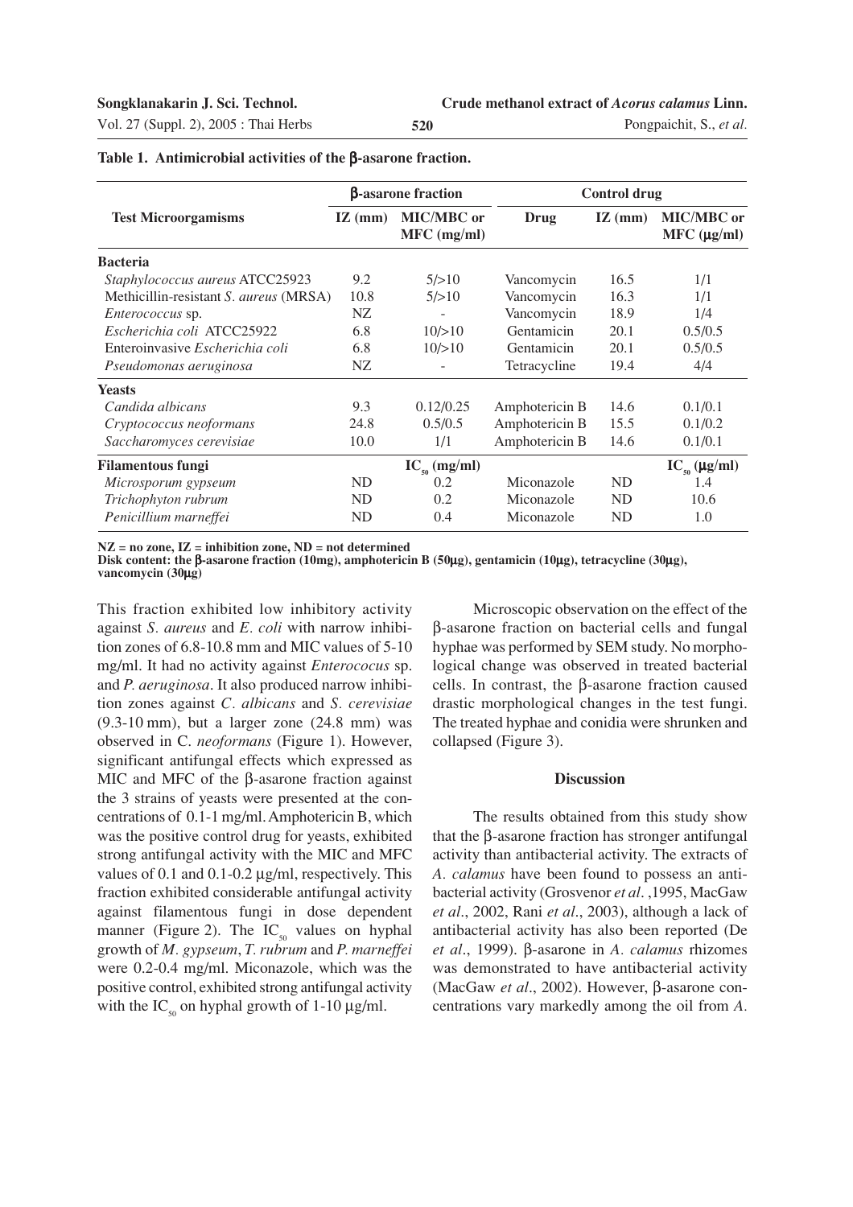**Table 1. Antimicrobial activities of the β-asarone fraction.**

| Test Microorgamisms | β-asarone fraction | | Control drug | | |
|---|---|---|---|---|---|
| | IZ (mm) | MIC/MBC or MFC (mg/ml) | Drug | IZ (mm) | MIC/MBC or MFC (μg/ml) |
| **Bacteria** | | | | | |
| *Staphylococcus aureus* ATCC25923 | 9.2 | 5/>10 | Vancomycin | 16.5 | 1/1 |
| Methicillin-resistant *S. aureus* (MRSA) | 10.8 | 5/>10 | Vancomycin | 16.3 | 1/1 |
| *Enterococcus* sp. | NZ | - | Vancomycin | 18.9 | 1/4 |
| *Escherichia coli* ATCC25922 | 6.8 | 10/>10 | Gentamicin | 20.1 | 0.5/0.5 |
| Enteroinvasive *Escherichia coli* | 6.8 | 10/>10 | Gentamicin | 20.1 | 0.5/0.5 |
| *Pseudomonas aeruginosa* | NZ | - | Tetracycline | 19.4 | 4/4 |
| **Yeasts** | | | | | |
| *Candida albicans* | 9.3 | 0.12/0.25 | Amphotericin B | 14.6 | 0.1/0.1 |
| *Cryptococcus neoformans* | 24.8 | 0.5/0.5 | Amphotericin B | 15.5 | 0.1/0.2 |
| *Saccharomyces cerevisiae* | 10.0 | 1/1 | Amphotericin B | 14.6 | 0.1/0.1 |
| **Filamentous fungi** | | $IC_{50}$ (mg/ml) | | | $IC_{50}$ (μg/ml) |
| *Microsporum gypseum* | ND | 0.2 | Miconazole | ND | 1.4 |
| *Trichophyton rubrum* | ND | 0.2 | Miconazole | ND | 10.6 |
| *Penicillium marneffei* | ND | 0.4 | Miconazole | ND | 1.0 |

**NZ = no zone, IZ = inhibition zone, ND = not determined**
**Disk content: the β-asarone fraction (10mg), amphotericin B (50μg), gentamicin (10μg), tetracycline (30μg), vancomycin (30μg)**

This fraction exhibited low inhibitory activity against *S. aureus* and *E. coli* with narrow inhibition zones of 6.8-10.8 mm and MIC values of 5-10 mg/ml. It had no activity against *Enterococus* sp. and *P. aeruginosa*. It also produced narrow inhibition zones against *C. albicans* and *S. cerevisiae* (9.3-10 mm), but a larger zone (24.8 mm) was observed in C. *neoformans* (Figure 1). However, significant antifungal effects which expressed as MIC and MFC of the β-asarone fraction against the 3 strains of yeasts were presented at the concentrations of 0.1-1 mg/ml. Amphotericin B, which was the positive control drug for yeasts, exhibited strong antifungal activity with the MIC and MFC values of 0.1 and 0.1-0.2 μg/ml, respectively. This fraction exhibited considerable antifungal activity against filamentous fungi in dose dependent manner (Figure 2). The $IC_{50}$ values on hyphal growth of *M. gypseum*, *T. rubrum* and *P. marneffei* were 0.2-0.4 mg/ml. Miconazole, which was the positive control, exhibited strong antifungal activity with the $IC_{50}$ on hyphal growth of 1-10 μg/ml.

Microscopic observation on the effect of the β-asarone fraction on bacterial cells and fungal hyphae was performed by SEM study. No morphological change was observed in treated bacterial cells. In contrast, the β-asarone fraction caused drastic morphological changes in the test fungi. The treated hyphae and conidia were shrunken and collapsed (Figure 3).

## Discussion

The results obtained from this study show that the β-asarone fraction has stronger antifungal activity than antibacterial activity. The extracts of *A. calamus* have been found to possess an antibacterial activity (Grosvenor *et al.* ,1995, MacGaw *et al*., 2002, Rani *et al*., 2003), although a lack of antibacterial activity has also been reported (De *et al*., 1999). β-asarone in *A. calamus* rhizomes was demonstrated to have antibacterial activity (MacGaw *et al*., 2002). However, β-asarone concentrations vary markedly among the oil from *A.*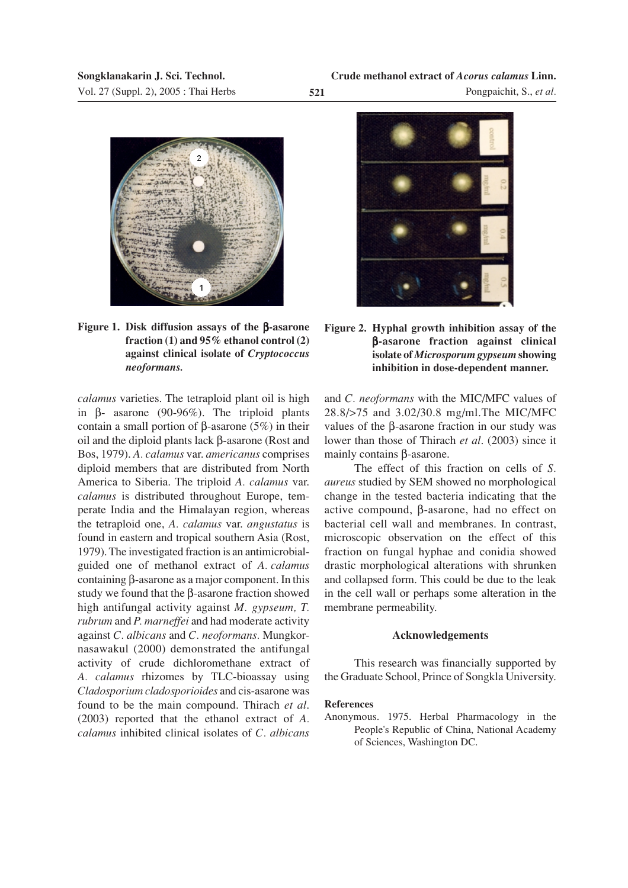**Figure 1. Disk diffusion assays of the β-asarone fraction (1) and 95% ethanol control (2) against clinical isolate of *Cryptococcus neoformans*.**

**Figure 2. Hyphal growth inhibition assay of the β-asarone fraction against clinical isolate of *Microsporum gypseum* showing inhibition in dose-dependent manner.**

*calamus* varieties. The tetraploid plant oil is high in β- asarone (90-96%). The triploid plants contain a small portion of β-asarone (5%) in their oil and the diploid plants lack β-asarone (Rost and Bos, 1979). *A. calamus* var. *americanus* comprises diploid members that are distributed from North America to Siberia. The triploid *A. calamus* var. *calamus* is distributed throughout Europe, temperate India and the Himalayan region, whereas the tetraploid one, *A. calamus* var. *angustatus* is found in eastern and tropical southern Asia (Rost, 1979). The investigated fraction is an antimicrobial-guided one of methanol extract of *A. calamus* containing β-asarone as a major component. In this study we found that the β-asarone fraction showed high antifungal activity against *M. gypseum, T. rubrum* and *P. marneffei* and had moderate activity against *C. albicans* and *C. neoformans*. Mungkornasawakul (2000) demonstrated the antifungal activity of crude dichloromethane extract of *A. calamus* rhizomes by TLC-bioassay using *Cladosporium cladosporioides* and cis-asarone was found to be the main compound. Thirach *et al*. (2003) reported that the ethanol extract of *A. calamus* inhibited clinical isolates of *C. albicans* and *C. neoformans* with the MIC/MFC values of 28.8/>75 and 3.02/30.8 mg/ml.The MIC/MFC values of the β-asarone fraction in our study was lower than those of Thirach *et al*. (2003) since it mainly contains β-asarone.

The effect of this fraction on cells of *S. aureus* studied by SEM showed no morphological change in the tested bacteria indicating that the active compound, β-asarone, had no effect on bacterial cell wall and membranes. In contrast, microscopic observation on the effect of this fraction on fungal hyphae and conidia showed drastic morphological alterations with shrunken and collapsed form. This could be due to the leak in the cell wall or perhaps some alteration in the membrane permeability.

## Acknowledgements

This research was financially supported by the Graduate School, Prince of Songkla University.

### References

Anonymous. 1975. Herbal Pharmacology in the People's Republic of China, National Academy of Sciences, Washington DC.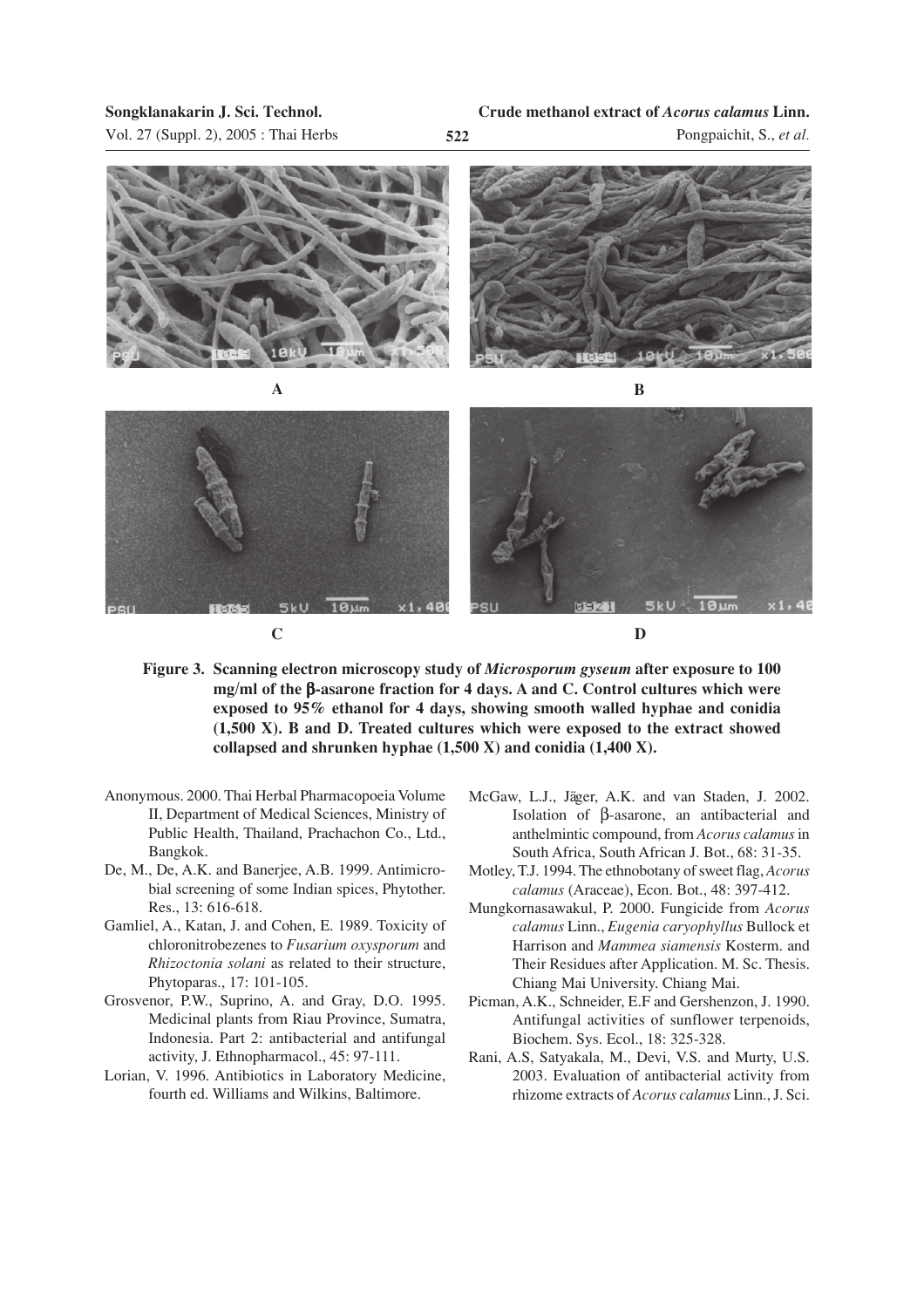A

B

C

D

**Figure 3. Scanning electron microscopy study of *Microsporum gyseum* after exposure to 100 mg/ml of the β-asarone fraction for 4 days. A and C. Control cultures which were exposed to 95% ethanol for 4 days, showing smooth walled hyphae and conidia (1,500 X). B and D. Treated cultures which were exposed to the extract showed collapsed and shrunken hyphae (1,500 X) and conidia (1,400 X).**

Anonymous. 2000. Thai Herbal Pharmacopoeia Volume II, Department of Medical Sciences, Ministry of Public Health, Thailand, Prachachon Co., Ltd., Bangkok.

De, M., De, A.K. and Banerjee, A.B. 1999. Antimicrobial screening of some Indian spices, Phytother. Res., 13: 616-618.

Gamliel, A., Katan, J. and Cohen, E. 1989. Toxicity of chloronitrobezenes to *Fusarium oxysporum* and *Rhizoctonia solani* as related to their structure, Phytoparas., 17: 101-105.

Grosvenor, P.W., Suprino, A. and Gray, D.O. 1995. Medicinal plants from Riau Province, Sumatra, Indonesia. Part 2: antibacterial and antifungal activity, J. Ethnopharmacol., 45: 97-111.

Lorian, V. 1996. Antibiotics in Laboratory Medicine, fourth ed. Williams and Wilkins, Baltimore.

McGaw, L.J., Jäger, A.K. and van Staden, J. 2002. Isolation of β-asarone, an antibacterial and anthelmintic compound, from *Acorus calamus* in South Africa, South African J. Bot., 68: 31-35.

Motley, T.J. 1994. The ethnobotany of sweet flag, *Acorus calamus* (Araceae), Econ. Bot., 48: 397-412.

Mungkornasawakul, P. 2000. Fungicide from *Acorus calamus* Linn., *Eugenia caryophyllus* Bullock et Harrison and *Mammea siamensis* Kosterm. and Their Residues after Application. M. Sc. Thesis. Chiang Mai University. Chiang Mai.

Picman, A.K., Schneider, E.F and Gershenzon, J. 1990. Antifungal activities of sunflower terpenoids, Biochem. Sys. Ecol., 18: 325-328.

Rani, A.S, Satyakala, M., Devi, V.S. and Murty, U.S. 2003. Evaluation of antibacterial activity from rhizome extracts of *Acorus calamus* Linn., J. Sci.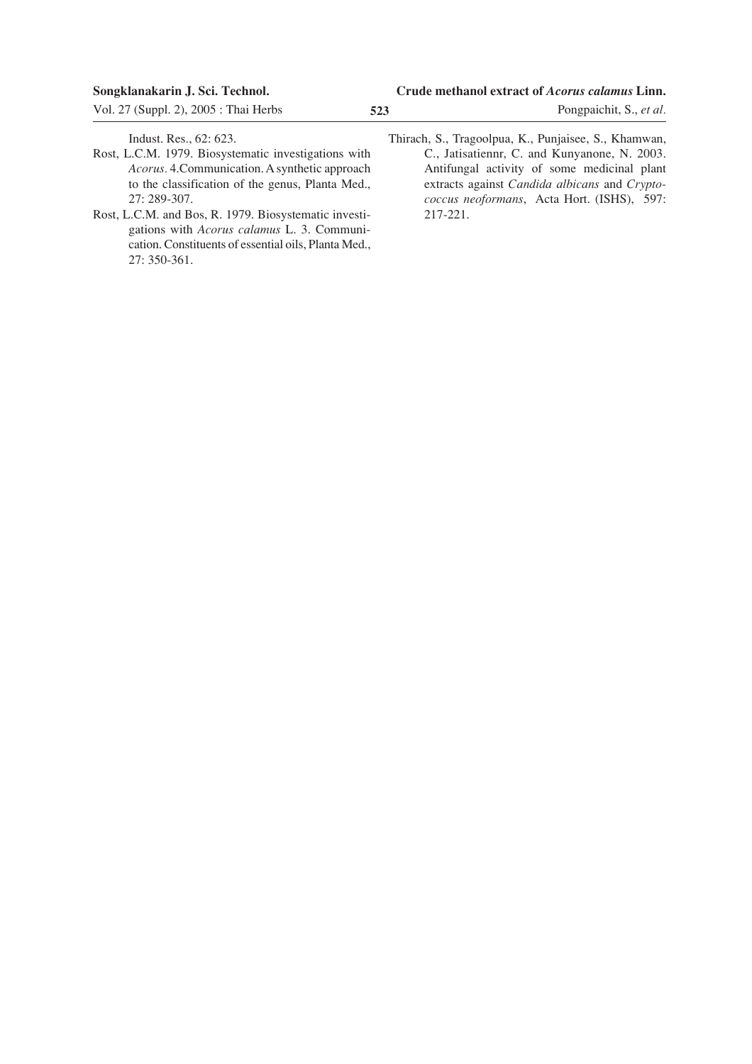Indust. Res., 62: 623.

Rost, L.C.M. 1979. Biosystematic investigations with *Acorus*. 4.Communication. A synthetic approach to the classification of the genus, Planta Med., 27: 289-307.

Rost, L.C.M. and Bos, R. 1979. Biosystematic investigations with *Acorus calamus* L. 3. Communication. Constituents of essential oils, Planta Med., 27: 350-361.

Thirach, S., Tragoolpua, K., Punjaisee, S., Khamwan, C., Jatisatiennr, C. and Kunyanone, N. 2003. Antifungal activity of some medicinal plant extracts against *Candida albicans* and *Cryptococcus neoformans*, Acta Hort. (ISHS), 597: 217-221.